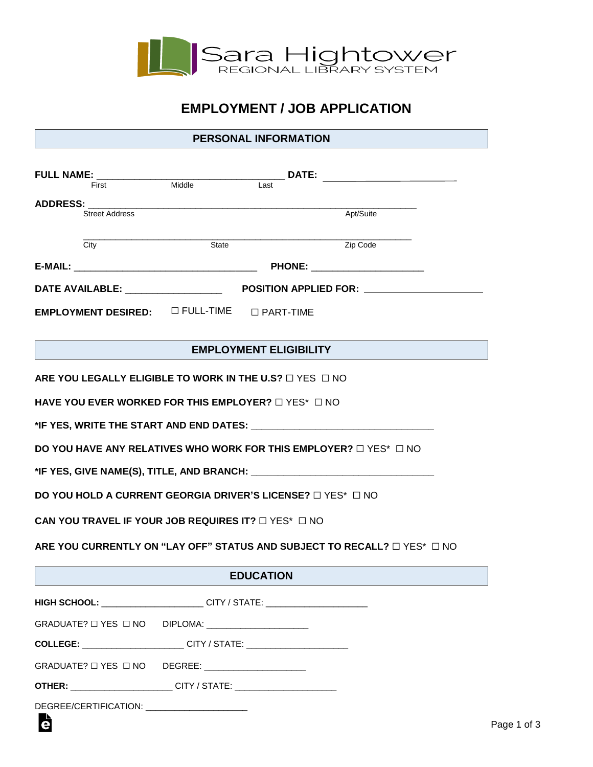Sara Hightower
REGIONAL LIBRARY SYSTEM

# EMPLOYMENT / JOB APPLICATION

## PERSONAL INFORMATION

**FULL NAME:** ________________________________ **DATE:** ____________________
First Middle Last

**ADDRESS:** ________________________________________________________
Street Address Apt/Suite

________________________________________________________
City State Zip Code

**E-MAIL:** ______________________________ **PHONE:** ____________________

**DATE AVAILABLE:** ________________ **POSITION APPLIED FOR:** ____________________

**EMPLOYMENT DESIRED:** ☐ FULL-TIME ☐ PART-TIME

## EMPLOYMENT ELIGIBILITY

**ARE YOU LEGALLY ELIGIBLE TO WORK IN THE U.S?** ☐ YES ☐ NO

**HAVE YOU EVER WORKED FOR THIS EMPLOYER?** ☐ YES* ☐ NO

***IF YES, WRITE THE START AND END DATES:** ______________________________

**DO YOU HAVE ANY RELATIVES WHO WORK FOR THIS EMPLOYER?** ☐ YES* ☐ NO

***IF YES, GIVE NAME(S), TITLE, AND BRANCH:** ______________________________

**DO YOU HOLD A CURRENT GEORGIA DRIVER'S LICENSE?** ☐ YES* ☐ NO

**CAN YOU TRAVEL IF YOUR JOB REQUIRES IT?** ☐ YES* ☐ NO

**ARE YOU CURRENTLY ON "LAY OFF" STATUS AND SUBJECT TO RECALL?** ☐ YES* ☐ NO

## EDUCATION

**HIGH SCHOOL:** ____________________ CITY / STATE: ____________________

GRADUATE? ☐ YES ☐ NO DIPLOMA: ____________________

**COLLEGE:** ____________________ CITY / STATE: ____________________

GRADUATE? ☐ YES ☐ NO DEGREE: ____________________

**OTHER:** ____________________ CITY / STATE: ____________________

DEGREE/CERTIFICATION: ____________________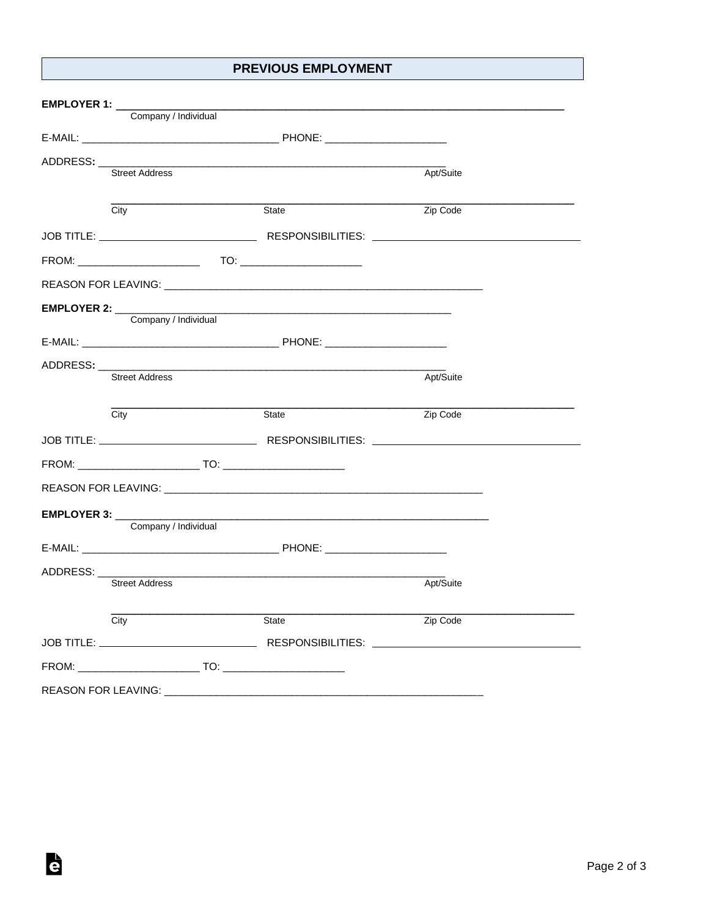## PREVIOUS EMPLOYMENT

**EMPLOYER 1:** ______________________________________________
Company / Individual

E-MAIL: ________________________________ PHONE: ____________________

ADDRESS: ______________________________________________________
Street Address Apt/Suite

______________________________________________________________
City State Zip Code

JOB TITLE: ___________________________ RESPONSIBILITIES: ___________________________

FROM: ____________________ TO: ____________________

REASON FOR LEAVING: ______________________________________________

**EMPLOYER 2:** ______________________________________________
Company / Individual

E-MAIL: ________________________________ PHONE: ____________________

ADDRESS: ______________________________________________________
Street Address Apt/Suite

______________________________________________________________
City State Zip Code

JOB TITLE: ___________________________ RESPONSIBILITIES: ___________________________

FROM: ____________________ TO: ____________________

REASON FOR LEAVING: ______________________________________________

**EMPLOYER 3:** ______________________________________________
Company / Individual

E-MAIL: ________________________________ PHONE: ____________________

ADDRESS: ______________________________________________________
Street Address Apt/Suite

______________________________________________________________
City State Zip Code

JOB TITLE: ___________________________ RESPONSIBILITIES: ___________________________

FROM: ____________________ TO: ____________________

REASON FOR LEAVING: ______________________________________________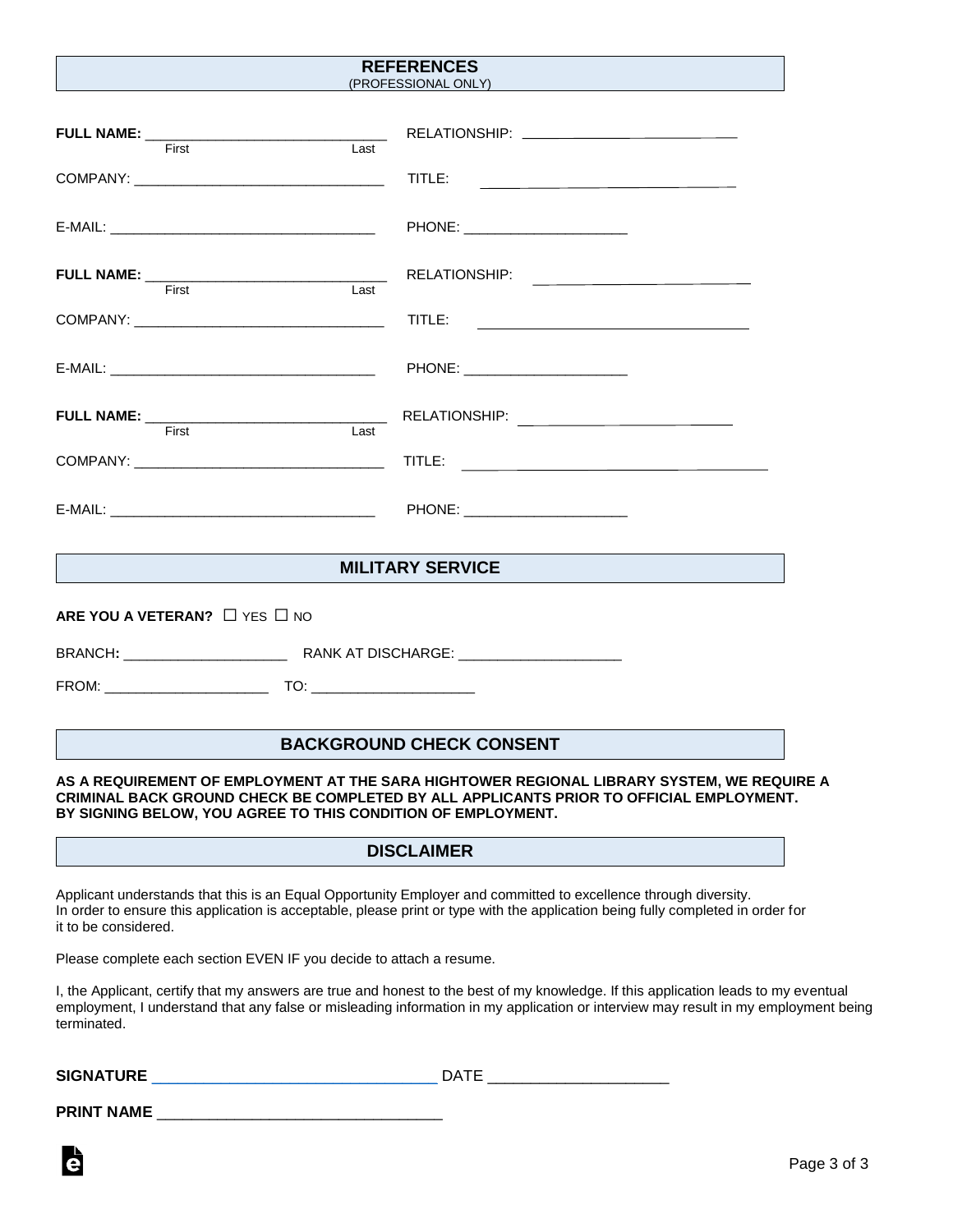## REFERENCES
(PROFESSIONAL ONLY)

**FULL NAME:** ______________________________ RELATIONSHIP: ____________________________
First Last

COMPANY: ________________________________ TITLE: ________________________________

E-MAIL: __________________________________ PHONE: ____________________

**FULL NAME:** ______________________________ RELATIONSHIP: ____________________________
First Last

COMPANY: ________________________________ TITLE: ________________________________

E-MAIL: __________________________________ PHONE: ____________________

**FULL NAME:** ______________________________ RELATIONSHIP: ____________________________
First Last

COMPANY: ________________________________ TITLE: ________________________________

E-MAIL: __________________________________ PHONE: ____________________

## MILITARY SERVICE

**ARE YOU A VETERAN?** ☐ YES ☐ NO

BRANCH**:** ____________________ RANK AT DISCHARGE: ____________________

FROM: ____________________ TO: ____________________

## BACKGROUND CHECK CONSENT

**AS A REQUIREMENT OF EMPLOYMENT AT THE SARA HIGHTOWER REGIONAL LIBRARY SYSTEM, WE REQUIRE A CRIMINAL BACK GROUND CHECK BE COMPLETED BY ALL APPLICANTS PRIOR TO OFFICIAL EMPLOYMENT. BY SIGNING BELOW, YOU AGREE TO THIS CONDITION OF EMPLOYMENT.**

## DISCLAIMER

Applicant understands that this is an Equal Opportunity Employer and committed to excellence through diversity. In order to ensure this application is acceptable, please print or type with the application being fully completed in order for it to be considered.

Please complete each section EVEN IF you decide to attach a resume.

I, the Applicant, certify that my answers are true and honest to the best of my knowledge. If this application leads to my eventual employment, I understand that any false or misleading information in my application or interview may result in my employment being terminated.

**SIGNATURE** ________________________________ DATE ____________________

**PRINT NAME** ________________________________